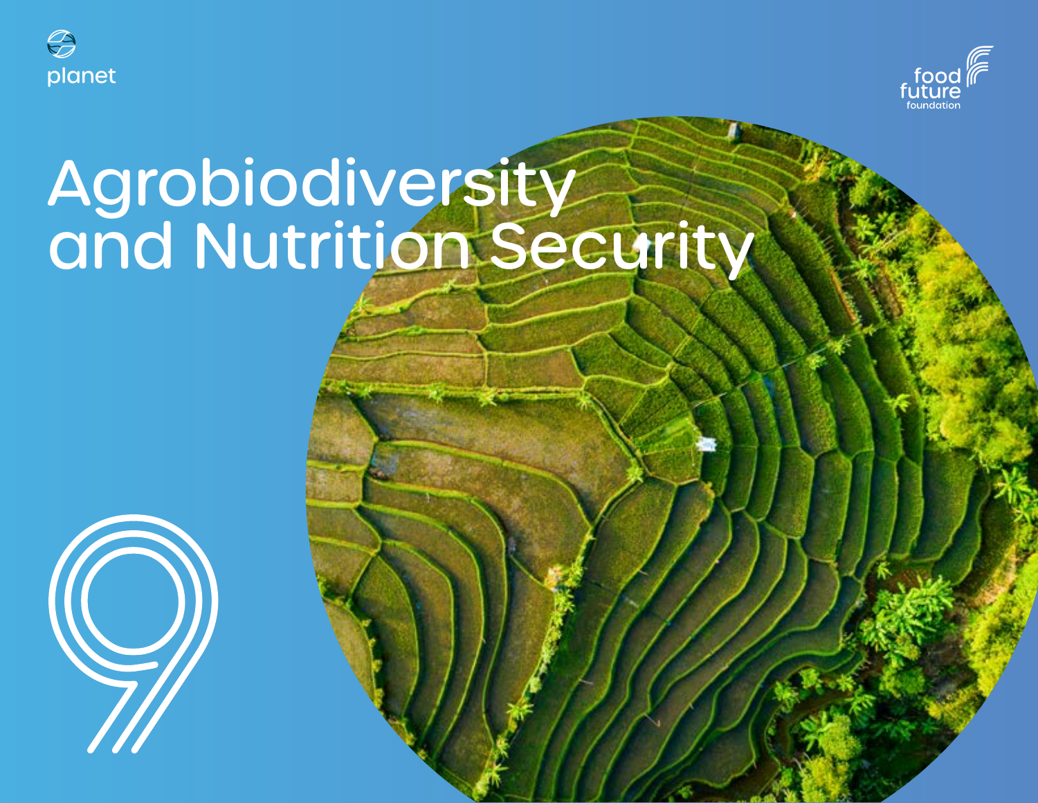planet

food future foundation

# Agrobiodiversity and Nutrition Security

9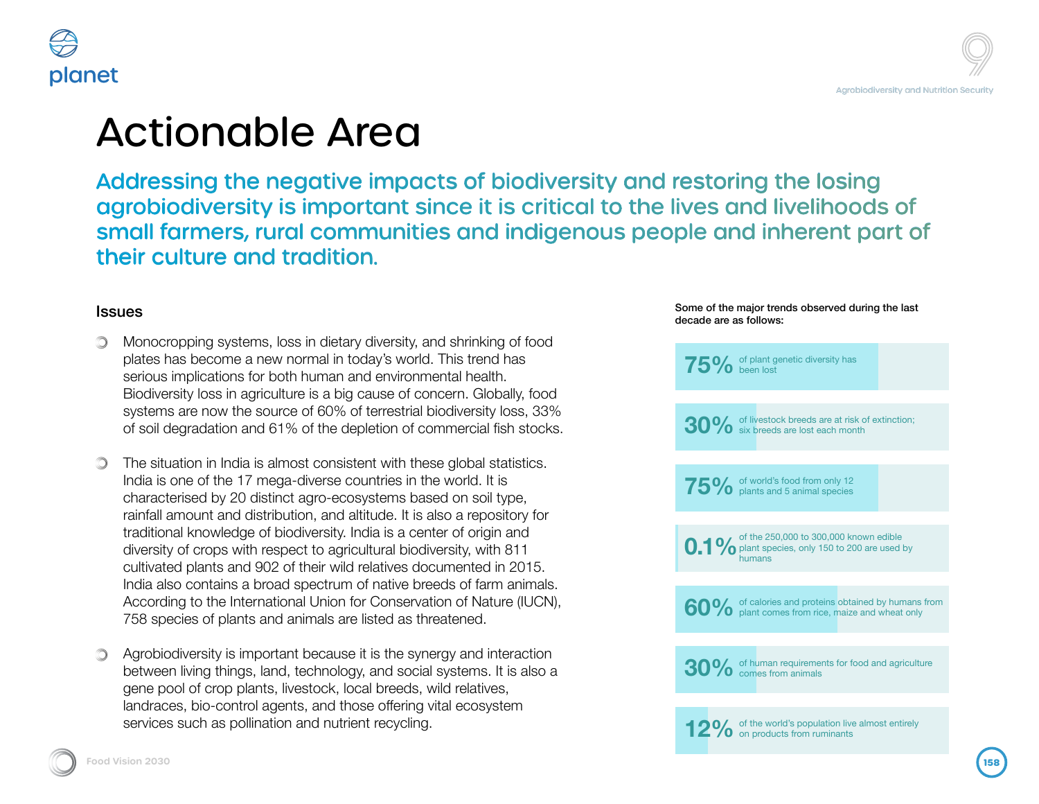# Actionable Area

## Addressing the negative impacts of biodiversity and restoring the losing agrobiodiversity is important since it is critical to the lives and livelihoods of small farmers, rural communities and indigenous people and inherent part of their culture and tradition.

### Issues

- Monocropping systems, loss in dietary diversity, and shrinking of food plates has become a new normal in today's world. This trend has serious implications for both human and environmental health. Biodiversity loss in agriculture is a big cause of concern. Globally, food systems are now the source of 60% of terrestrial biodiversity loss, 33% of soil degradation and 61% of the depletion of commercial fish stocks.

- The situation in India is almost consistent with these global statistics. India is one of the 17 mega-diverse countries in the world. It is characterised by 20 distinct agro-ecosystems based on soil type, rainfall amount and distribution, and altitude. It is also a repository for traditional knowledge of biodiversity. India is a center of origin and diversity of crops with respect to agricultural biodiversity, with 811 cultivated plants and 902 of their wild relatives documented in 2015. India also contains a broad spectrum of native breeds of farm animals. According to the International Union for Conservation of Nature (IUCN), 758 species of plants and animals are listed as threatened.

- Agrobiodiversity is important because it is the synergy and interaction between living things, land, technology, and social systems. It is also a gene pool of crop plants, livestock, local breeds, wild relatives, landraces, bio-control agents, and those offering vital ecosystem services such as pollination and nutrient recycling.

Some of the major trends observed during the last decade are as follows:

- **75%** of plant genetic diversity has been lost
- **30%** of livestock breeds are at risk of extinction; six breeds are lost each month
- **75%** of world's food from only 12 plants and 5 animal species
- **0.1%** of the 250,000 to 300,000 known edible plant species, only 150 to 200 are used by humans
- **60%** of calories and proteins obtained by humans from plant comes from rice, maize and wheat only
- **30%** of human requirements for food and agriculture comes from animals
- **12%** of the world's population live almost entirely on products from ruminants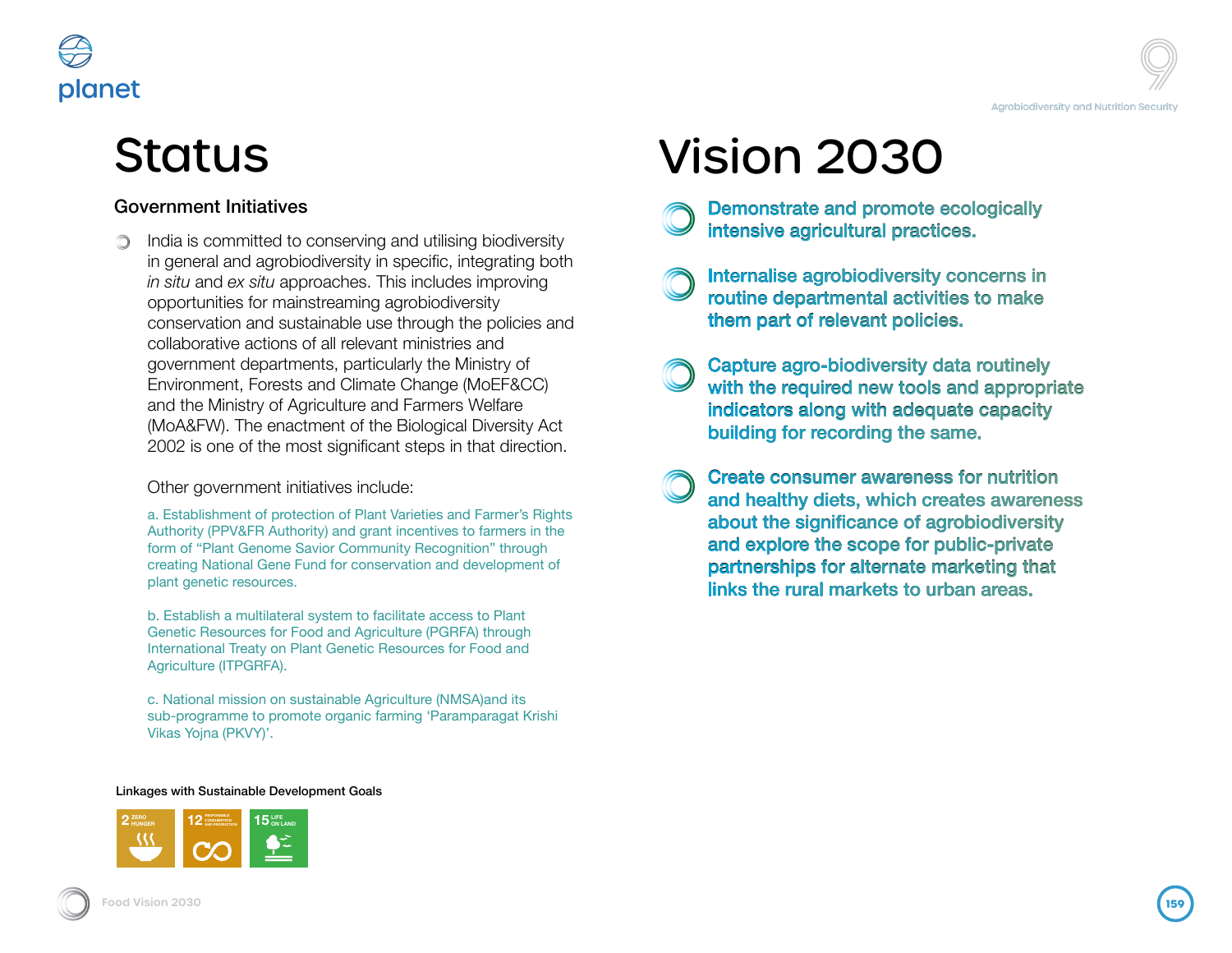# Status

### Government Initiatives

- India is committed to conserving and utilising biodiversity in general and agrobiodiversity in specific, integrating both *in situ* and *ex situ* approaches. This includes improving opportunities for mainstreaming agrobiodiversity conservation and sustainable use through the policies and collaborative actions of all relevant ministries and government departments, particularly the Ministry of Environment, Forests and Climate Change (MoEF&CC) and the Ministry of Agriculture and Farmers Welfare (MoA&FW). The enactment of the Biological Diversity Act 2002 is one of the most significant steps in that direction.

  Other government initiatives include:

  a. Establishment of protection of Plant Varieties and Farmer's Rights Authority (PPV&FR Authority) and grant incentives to farmers in the form of "Plant Genome Savior Community Recognition" through creating National Gene Fund for conservation and development of plant genetic resources.

  b. Establish a multilateral system to facilitate access to Plant Genetic Resources for Food and Agriculture (PGRFA) through International Treaty on Plant Genetic Resources for Food and Agriculture (ITPGRFA).

  c. National mission on sustainable Agriculture (NMSA)and its sub-programme to promote organic farming 'Paramparagat Krishi Vikas Yojna (PKVY)'.

**Linkages with Sustainable Development Goals**

2 ZERO HUNGER | 12 RESPONSIBLE CONSUMPTION AND PRODUCTION | 15 LIFE ON LAND

# Vision 2030

- **Demonstrate and promote ecologically intensive agricultural practices.**
- **Internalise agrobiodiversity concerns in routine departmental activities to make them part of relevant policies.**
- **Capture agro-biodiversity data routinely with the required new tools and appropriate indicators along with adequate capacity building for recording the same.**
- **Create consumer awareness for nutrition and healthy diets, which creates awareness about the significance of agrobiodiversity and explore the scope for public-private partnerships for alternate marketing that links the rural markets to urban areas.**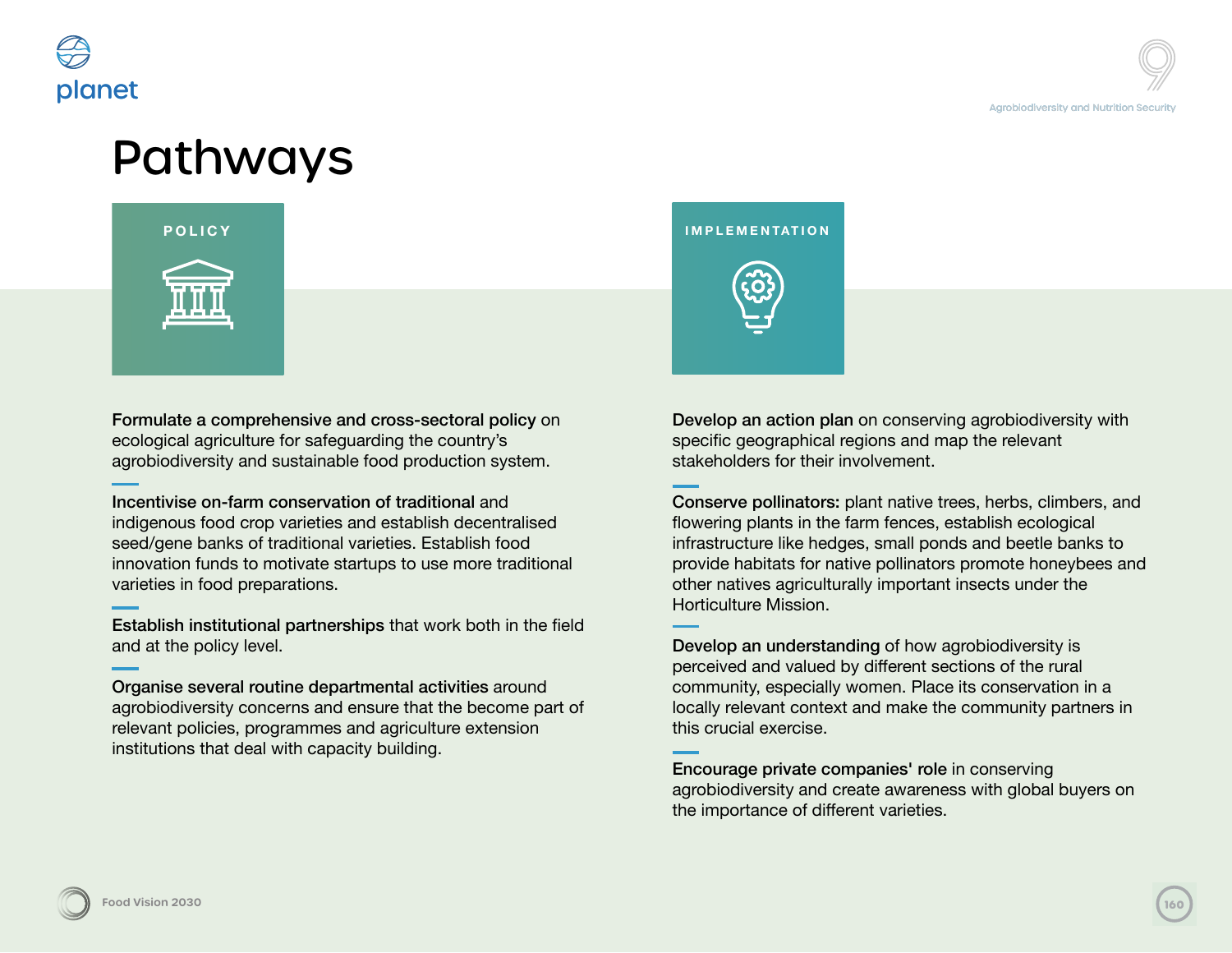# Pathways

## POLICY

**Formulate a comprehensive and cross-sectoral policy** on ecological agriculture for safeguarding the country's agrobiodiversity and sustainable food production system.

**Incentivise on-farm conservation of traditional** and indigenous food crop varieties and establish decentralised seed/gene banks of traditional varieties. Establish food innovation funds to motivate startups to use more traditional varieties in food preparations.

**Establish institutional partnerships** that work both in the field and at the policy level.

**Organise several routine departmental activities** around agrobiodiversity concerns and ensure that the become part of relevant policies, programmes and agriculture extension institutions that deal with capacity building.

## IMPLEMENTATION

**Develop an action plan** on conserving agrobiodiversity with specific geographical regions and map the relevant stakeholders for their involvement.

**Conserve pollinators:** plant native trees, herbs, climbers, and flowering plants in the farm fences, establish ecological infrastructure like hedges, small ponds and beetle banks to provide habitats for native pollinators promote honeybees and other natives agriculturally important insects under the Horticulture Mission.

**Develop an understanding** of how agrobiodiversity is perceived and valued by different sections of the rural community, especially women. Place its conservation in a locally relevant context and make the community partners in this crucial exercise.

**Encourage private companies' role** in conserving agrobiodiversity and create awareness with global buyers on the importance of different varieties.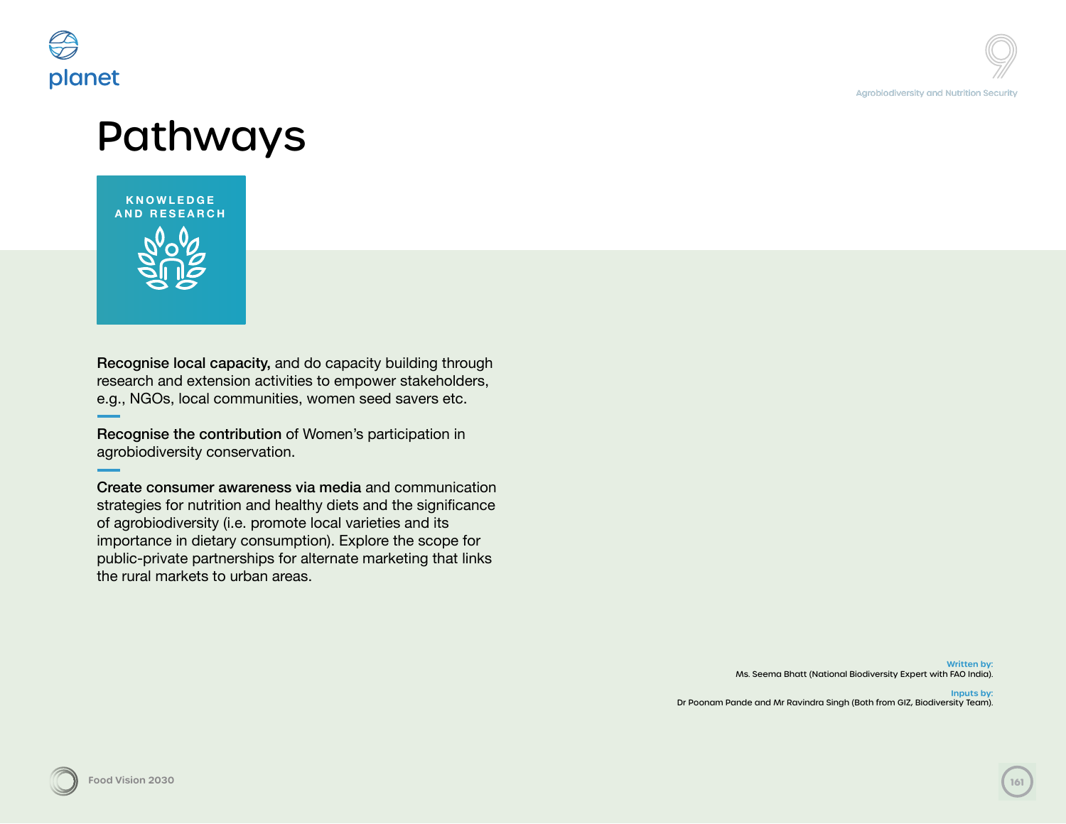# Pathways

## KNOWLEDGE AND RESEARCH

**Recognise local capacity,** and do capacity building through research and extension activities to empower stakeholders, e.g., NGOs, local communities, women seed savers etc.

**Recognise the contribution** of Women's participation in agrobiodiversity conservation.

**Create consumer awareness via media** and communication strategies for nutrition and healthy diets and the significance of agrobiodiversity (i.e. promote local varieties and its importance in dietary consumption). Explore the scope for public-private partnerships for alternate marketing that links the rural markets to urban areas.

**Written by:**
Ms. Seema Bhatt (National Biodiversity Expert with FAO India).

**Inputs by:**
Dr Poonam Pande and Mr Ravindra Singh (Both from GIZ, Biodiversity Team).